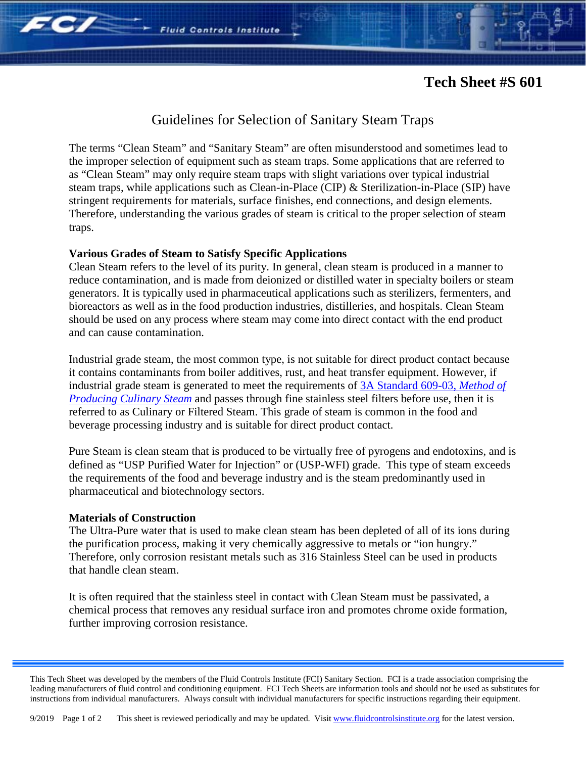# Tech Sheet #S 601

## Guidelines for Selection of Sanitary Steam Traps

The terms "Clean Steam" and "Sanitary Steam" are often misunderstood and sometimes lead to the improper selection of equipment such as steam traps. Some applications that are referred to as "Clean Steam" may only require steam traps with slight variations over typical industrial steam traps, while applications such as Clean-in-Place (CIP) & Sterilization-in-Place (SIP) have stringent requirements for materials, surface finishes, end connections, and design elements. Therefore, understanding the various grades of steam is critical to the proper selection of steam traps.

### Various Grades of Steam to Satisfy Specific Applications

Clean Steam refers to the level of its purity. In general, clean steam is produced in a manner to reduce contamination, and is made from deionized or distilled water in specialty boilers or steam generators. It is typically used in pharmaceutical applications such as sterilizers, fermenters, and bioreactors as well as in the food production industries, distilleries, and hospitals. Clean Steam should be used on any process where steam may come into direct contact with the end product and can cause contamination.

Industrial grade steam, the most common type, is not suitable for direct product contact because it contains contaminants from boiler additives, rust, and heat transfer equipment. However, if industrial grade steam is generated to meet the requirements of 3A Standard 609-03, *Method of Producing Culinary Steam* and passes through fine stainless steel filters before use, then it is referred to as Culinary or Filtered Steam. This grade of steam is common in the food and beverage processing industry and is suitable for direct product contact.

Pure Steam is clean steam that is produced to be virtually free of pyrogens and endotoxins, and is defined as "USP Purified Water for Injection" or (USP-WFI) grade. This type of steam exceeds the requirements of the food and beverage industry and is the steam predominantly used in pharmaceutical and biotechnology sectors.

### Materials of Construction

The Ultra-Pure water that is used to make clean steam has been depleted of all of its ions during the purification process, making it very chemically aggressive to metals or "ion hungry." Therefore, only corrosion resistant metals such as 316 Stainless Steel can be used in products that handle clean steam.

It is often required that the stainless steel in contact with Clean Steam must be passivated, a chemical process that removes any residual surface iron and promotes chrome oxide formation, further improving corrosion resistance.

This Tech Sheet was developed by the members of the Fluid Controls Institute (FCI) Sanitary Section. FCI is a trade association comprising the leading manufacturers of fluid control and conditioning equipment. FCI Tech Sheets are information tools and should not be used as substitutes for instructions from individual manufacturers. Always consult with individual manufacturers for specific instructions regarding their equipment.

9/2019 This sheet is reviewed periodically and may be updated. Visit www.fluidcontrolsinstitute.org for the latest version.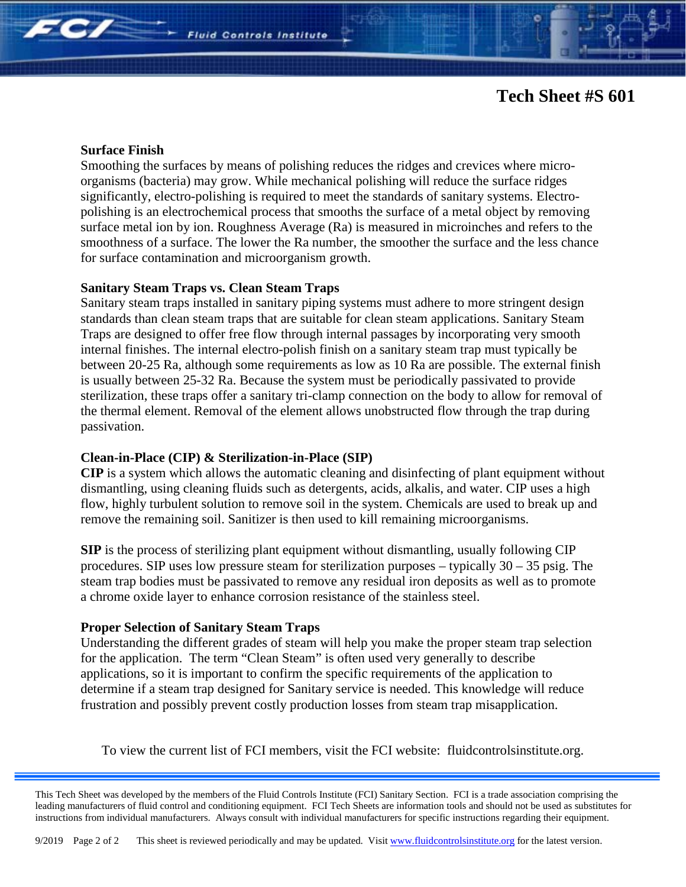# Tech Sheet #S 601

**Surface Finish**

Smoothing the surfaces by means of polishing reduces the ridges and crevices where micro-organisms (bacteria) may grow. While mechanical polishing will reduce the surface ridges significantly, electro-polishing is required to meet the standards of sanitary systems. Electro-polishing is an electrochemical process that smooths the surface of a metal object by removing surface metal ion by ion. Roughness Average (Ra) is measured in microinches and refers to the smoothness of a surface. The lower the Ra number, the smoother the surface and the less chance for surface contamination and microorganism growth.

**Sanitary Steam Traps vs. Clean Steam Traps**

Sanitary steam traps installed in sanitary piping systems must adhere to more stringent design standards than clean steam traps that are suitable for clean steam applications. Sanitary Steam Traps are designed to offer free flow through internal passages by incorporating very smooth internal finishes. The internal electro-polish finish on a sanitary steam trap must typically be between 20-25 Ra, although some requirements as low as 10 Ra are possible. The external finish is usually between 25-32 Ra. Because the system must be periodically passivated to provide sterilization, these traps offer a sanitary tri-clamp connection on the body to allow for removal of the thermal element. Removal of the element allows unobstructed flow through the trap during passivation.

**Clean-in-Place (CIP) & Sterilization-in-Place (SIP)**

**CIP** is a system which allows the automatic cleaning and disinfecting of plant equipment without dismantling, using cleaning fluids such as detergents, acids, alkalis, and water. CIP uses a high flow, highly turbulent solution to remove soil in the system. Chemicals are used to break up and remove the remaining soil. Sanitizer is then used to kill remaining microorganisms.

**SIP** is the process of sterilizing plant equipment without dismantling, usually following CIP procedures. SIP uses low pressure steam for sterilization purposes – typically 30 – 35 psig. The steam trap bodies must be passivated to remove any residual iron deposits as well as to promote a chrome oxide layer to enhance corrosion resistance of the stainless steel.

**Proper Selection of Sanitary Steam Traps**

Understanding the different grades of steam will help you make the proper steam trap selection for the application. The term "Clean Steam" is often used very generally to describe applications, so it is important to confirm the specific requirements of the application to determine if a steam trap designed for Sanitary service is needed. This knowledge will reduce frustration and possibly prevent costly production losses from steam trap misapplication.

To view the current list of FCI members, visit the FCI website: fluidcontrolsinstitute.org.

---

This Tech Sheet was developed by the members of the Fluid Controls Institute (FCI) Sanitary Section. FCI is a trade association comprising the leading manufacturers of fluid control and conditioning equipment. FCI Tech Sheets are information tools and should not be used as substitutes for instructions from individual manufacturers. Always consult with individual manufacturers for specific instructions regarding their equipment.

9/2019 This sheet is reviewed periodically and may be updated. Visit www.fluidcontrolsinstitute.org for the latest version.